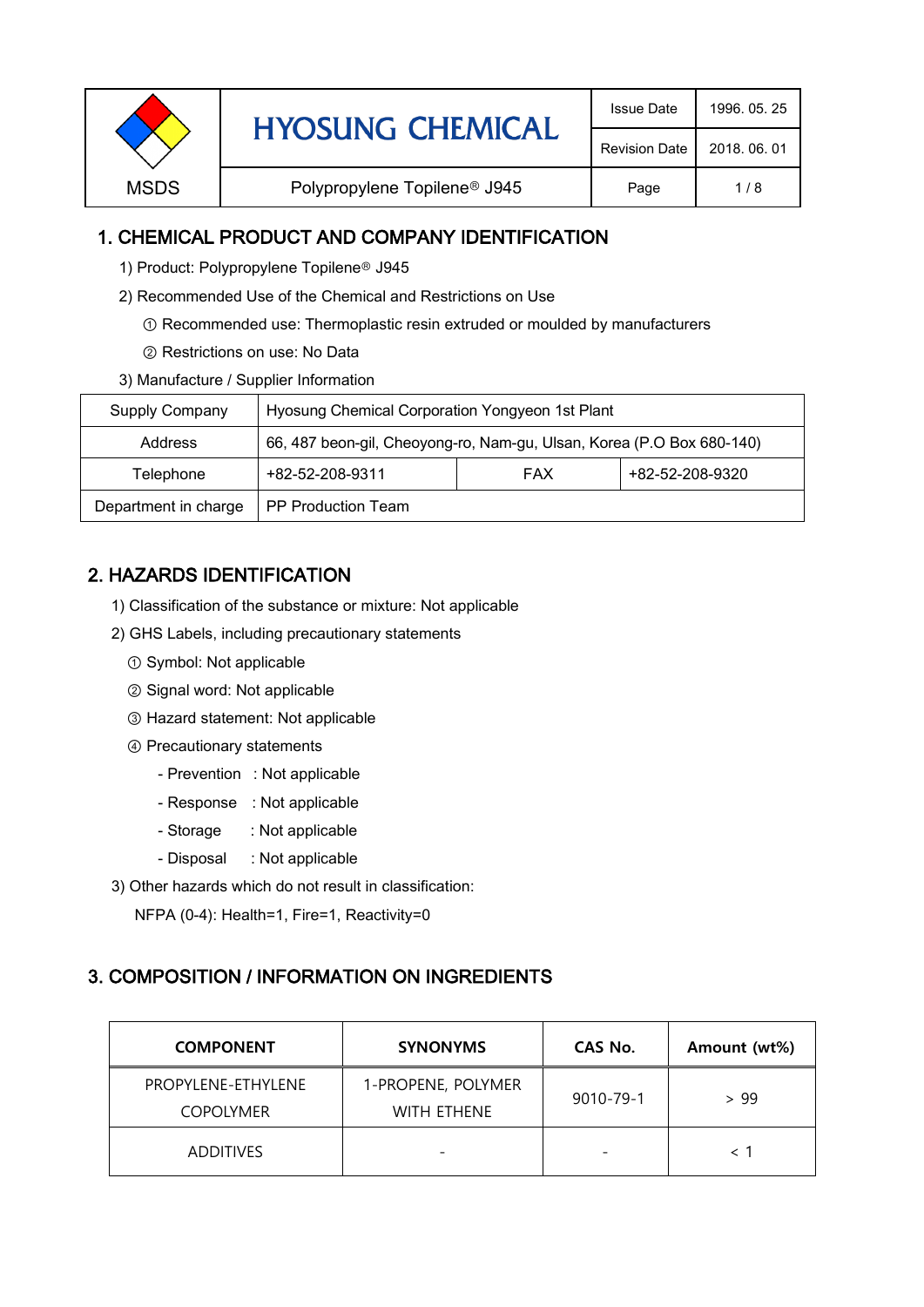| MSDS | HYOSUNG CHEMICAL | Issue Date | 1996. 05. 25 |
|---|---|---|---|
| | | Revision Date | 2018. 06. 01 |
| | Polypropylene Topilene® J945 | Page | 1 / 8 |

## 1. CHEMICAL PRODUCT AND COMPANY IDENTIFICATION

1) Product: Polypropylene Topilene® J945

2) Recommended Use of the Chemical and Restrictions on Use

① Recommended use: Thermoplastic resin extruded or moulded by manufacturers

② Restrictions on use: No Data

3) Manufacture / Supplier Information

| Supply Company | Hyosung Chemical Corporation Yongyeon 1st Plant | | |
|---|---|---|---|
| Address | 66, 487 beon-gil, Cheoyong-ro, Nam-gu, Ulsan, Korea (P.O Box 680-140) | | |
| Telephone | +82-52-208-9311 | FAX | +82-52-208-9320 |
| Department in charge | PP Production Team | | |

## 2. HAZARDS IDENTIFICATION

1) Classification of the substance or mixture: Not applicable

2) GHS Labels, including precautionary statements

① Symbol: Not applicable

② Signal word: Not applicable

③ Hazard statement: Not applicable

④ Precautionary statements

- Prevention : Not applicable
- Response : Not applicable
- Storage : Not applicable
- Disposal : Not applicable

3) Other hazards which do not result in classification:

NFPA (0-4): Health=1, Fire=1, Reactivity=0

## 3. COMPOSITION / INFORMATION ON INGREDIENTS

| COMPONENT | SYNONYMS | CAS No. | Amount (wt%) |
|---|---|---|---|
| PROPYLENE-ETHYLENE COPOLYMER | 1-PROPENE, POLYMER WITH ETHENE | 9010-79-1 | > 99 |
| ADDITIVES | - | - | < 1 |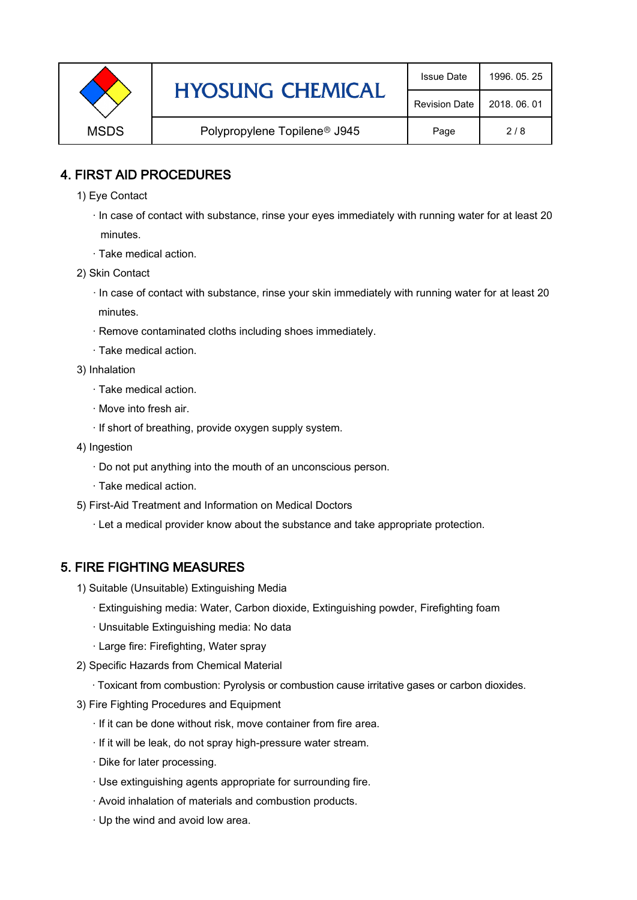## 4. FIRST AID PROCEDURES

1) Eye Contact

- In case of contact with substance, rinse your eyes immediately with running water for at least 20 minutes.
- Take medical action.

2) Skin Contact

- In case of contact with substance, rinse your skin immediately with running water for at least 20 minutes.
- Remove contaminated cloths including shoes immediately.
- Take medical action.

3) Inhalation

- Take medical action.
- Move into fresh air.
- If short of breathing, provide oxygen supply system.

4) Ingestion

- Do not put anything into the mouth of an unconscious person.
- Take medical action.

5) First-Aid Treatment and Information on Medical Doctors

- Let a medical provider know about the substance and take appropriate protection.

## 5. FIRE FIGHTING MEASURES

1) Suitable (Unsuitable) Extinguishing Media

- Extinguishing media: Water, Carbon dioxide, Extinguishing powder, Firefighting foam
- Unsuitable Extinguishing media: No data
- Large fire: Firefighting, Water spray

2) Specific Hazards from Chemical Material

- Toxicant from combustion: Pyrolysis or combustion cause irritative gases or carbon dioxides.

3) Fire Fighting Procedures and Equipment

- If it can be done without risk, move container from fire area.
- If it will be leak, do not spray high-pressure water stream.
- Dike for later processing.
- Use extinguishing agents appropriate for surrounding fire.
- Avoid inhalation of materials and combustion products.
- Up the wind and avoid low area.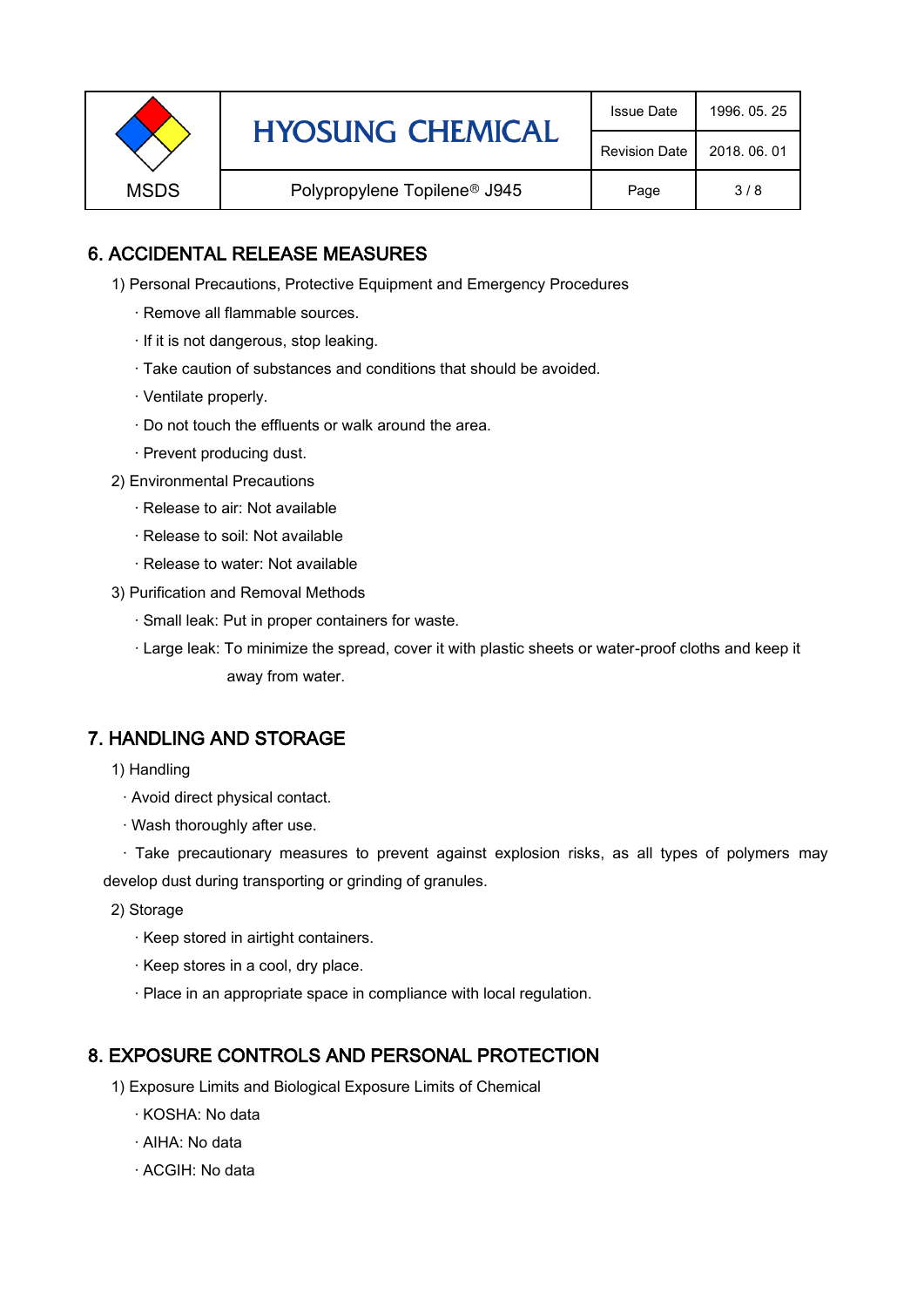## 6. ACCIDENTAL RELEASE MEASURES

1) Personal Precautions, Protective Equipment and Emergency Procedures

- · Remove all flammable sources.
- · If it is not dangerous, stop leaking.
- · Take caution of substances and conditions that should be avoided.
- · Ventilate properly.
- · Do not touch the effluents or walk around the area.
- · Prevent producing dust.

2) Environmental Precautions

- · Release to air: Not available
- · Release to soil: Not available
- · Release to water: Not available

3) Purification and Removal Methods

- · Small leak: Put in proper containers for waste.
- · Large leak: To minimize the spread, cover it with plastic sheets or water-proof cloths and keep it away from water.

## 7. HANDLING AND STORAGE

1) Handling

- · Avoid direct physical contact.
- · Wash thoroughly after use.
- · Take precautionary measures to prevent against explosion risks, as all types of polymers may develop dust during transporting or grinding of granules.

2) Storage

- · Keep stored in airtight containers.
- · Keep stores in a cool, dry place.
- · Place in an appropriate space in compliance with local regulation.

## 8. EXPOSURE CONTROLS AND PERSONAL PROTECTION

1) Exposure Limits and Biological Exposure Limits of Chemical

- · KOSHA: No data
- · AIHA: No data
- · ACGIH: No data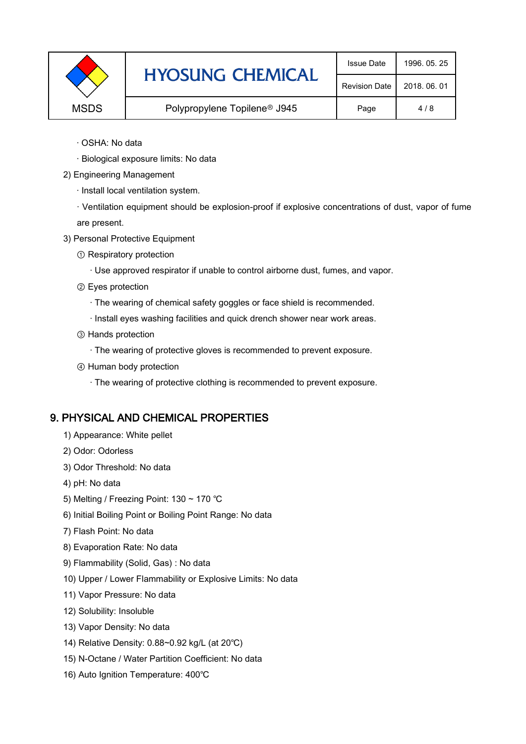· OSHA: No data

· Biological exposure limits: No data

2) Engineering Management

· Install local ventilation system.

· Ventilation equipment should be explosion-proof if explosive concentrations of dust, vapor of fume are present.

3) Personal Protective Equipment

① Respiratory protection

· Use approved respirator if unable to control airborne dust, fumes, and vapor.

② Eyes protection

· The wearing of chemical safety goggles or face shield is recommended.

· Install eyes washing facilities and quick drench shower near work areas.

③ Hands protection

· The wearing of protective gloves is recommended to prevent exposure.

④ Human body protection

· The wearing of protective clothing is recommended to prevent exposure.

## 9. PHYSICAL AND CHEMICAL PROPERTIES

1) Appearance: White pellet

2) Odor: Odorless

3) Odor Threshold: No data

4) pH: No data

5) Melting / Freezing Point: 130 ~ 170 ℃

6) Initial Boiling Point or Boiling Point Range: No data

7) Flash Point: No data

8) Evaporation Rate: No data

9) Flammability (Solid, Gas) : No data

10) Upper / Lower Flammability or Explosive Limits: No data

11) Vapor Pressure: No data

12) Solubility: Insoluble

13) Vapor Density: No data

14) Relative Density: 0.88~0.92 kg/L (at 20℃)

15) N-Octane / Water Partition Coefficient: No data

16) Auto Ignition Temperature: 400℃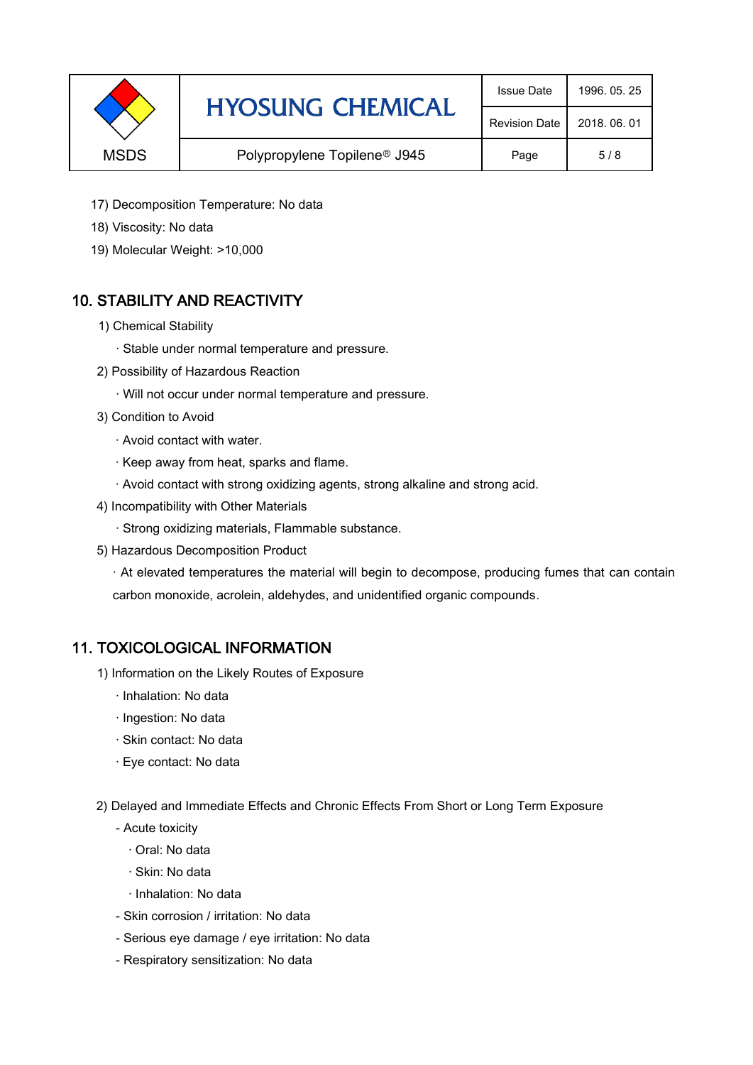17) Decomposition Temperature: No data

18) Viscosity: No data

19) Molecular Weight: >10,000

## 10. STABILITY AND REACTIVITY

1) Chemical Stability

· Stable under normal temperature and pressure.

2) Possibility of Hazardous Reaction

· Will not occur under normal temperature and pressure.

3) Condition to Avoid

· Avoid contact with water.

· Keep away from heat, sparks and flame.

· Avoid contact with strong oxidizing agents, strong alkaline and strong acid.

4) Incompatibility with Other Materials

· Strong oxidizing materials, Flammable substance.

5) Hazardous Decomposition Product

· At elevated temperatures the material will begin to decompose, producing fumes that can contain carbon monoxide, acrolein, aldehydes, and unidentified organic compounds.

## 11. TOXICOLOGICAL INFORMATION

1) Information on the Likely Routes of Exposure

· Inhalation: No data

· Ingestion: No data

· Skin contact: No data

· Eye contact: No data

2) Delayed and Immediate Effects and Chronic Effects From Short or Long Term Exposure

- Acute toxicity
  - · Oral: No data
  - · Skin: No data
  - · Inhalation: No data
- Skin corrosion / irritation: No data
- Serious eye damage / eye irritation: No data
- Respiratory sensitization: No data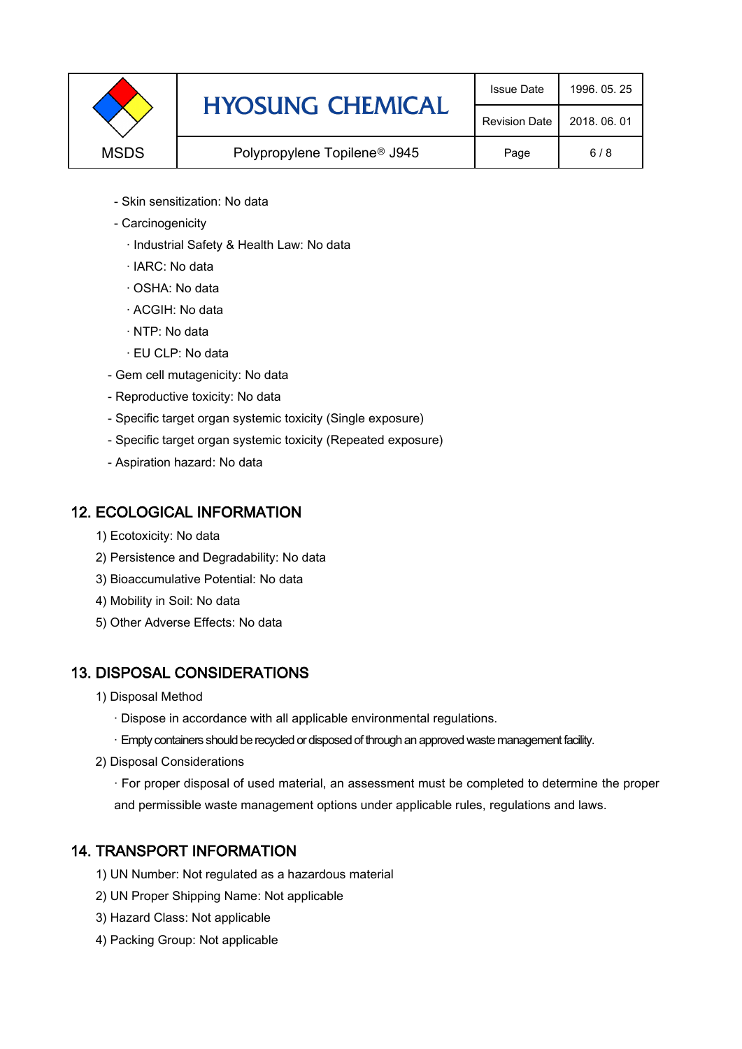- Skin sensitization: No data
- Carcinogenicity
    - · Industrial Safety & Health Law: No data
    - · IARC: No data
    - · OSHA: No data
    - · ACGIH: No data
    - · NTP: No data
    - · EU CLP: No data
- Gem cell mutagenicity: No data
- Reproductive toxicity: No data
- Specific target organ systemic toxicity (Single exposure)
- Specific target organ systemic toxicity (Repeated exposure)
- Aspiration hazard: No data

## 12. ECOLOGICAL INFORMATION

1) Ecotoxicity: No data
2) Persistence and Degradability: No data
3) Bioaccumulative Potential: No data
4) Mobility in Soil: No data
5) Other Adverse Effects: No data

## 13. DISPOSAL CONSIDERATIONS

1) Disposal Method
    · Dispose in accordance with all applicable environmental regulations.
    · Empty containers should be recycled or disposed of through an approved waste management facility.
2) Disposal Considerations
    · For proper disposal of used material, an assessment must be completed to determine the proper and permissible waste management options under applicable rules, regulations and laws.

## 14. TRANSPORT INFORMATION

1) UN Number: Not regulated as a hazardous material
2) UN Proper Shipping Name: Not applicable
3) Hazard Class: Not applicable
4) Packing Group: Not applicable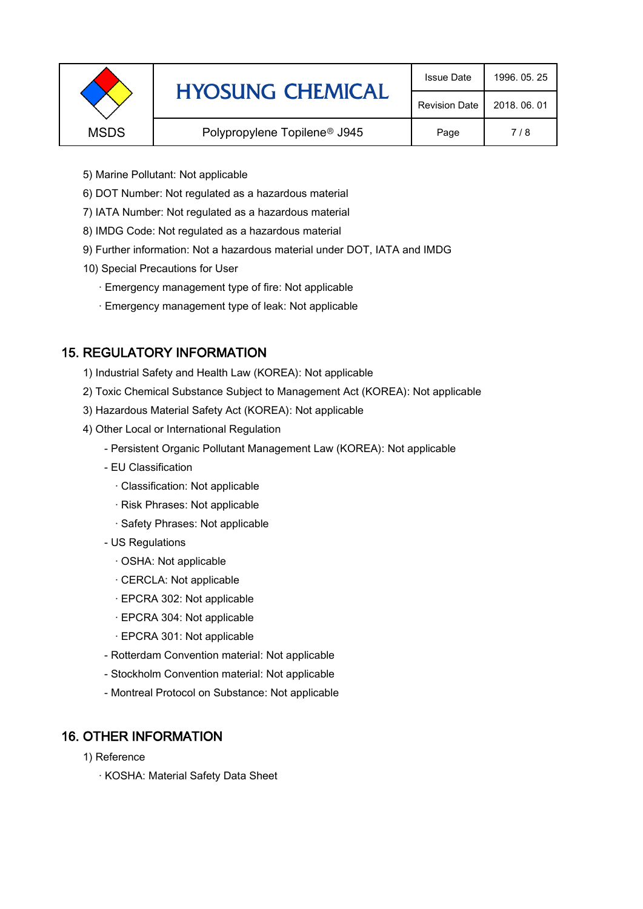5) Marine Pollutant: Not applicable

6) DOT Number: Not regulated as a hazardous material

7) IATA Number: Not regulated as a hazardous material

8) IMDG Code: Not regulated as a hazardous material

9) Further information: Not a hazardous material under DOT, IATA and IMDG

10) Special Precautions for User

· Emergency management type of fire: Not applicable

· Emergency management type of leak: Not applicable

## 15. REGULATORY INFORMATION

1) Industrial Safety and Health Law (KOREA): Not applicable

2) Toxic Chemical Substance Subject to Management Act (KOREA): Not applicable

3) Hazardous Material Safety Act (KOREA): Not applicable

4) Other Local or International Regulation

- Persistent Organic Pollutant Management Law (KOREA): Not applicable
- EU Classification
  - · Classification: Not applicable
  - · Risk Phrases: Not applicable
  - · Safety Phrases: Not applicable
- US Regulations
  - · OSHA: Not applicable
  - · CERCLA: Not applicable
  - · EPCRA 302: Not applicable
  - · EPCRA 304: Not applicable
  - · EPCRA 301: Not applicable
- Rotterdam Convention material: Not applicable
- Stockholm Convention material: Not applicable
- Montreal Protocol on Substance: Not applicable

## 16. OTHER INFORMATION

1) Reference

· KOSHA: Material Safety Data Sheet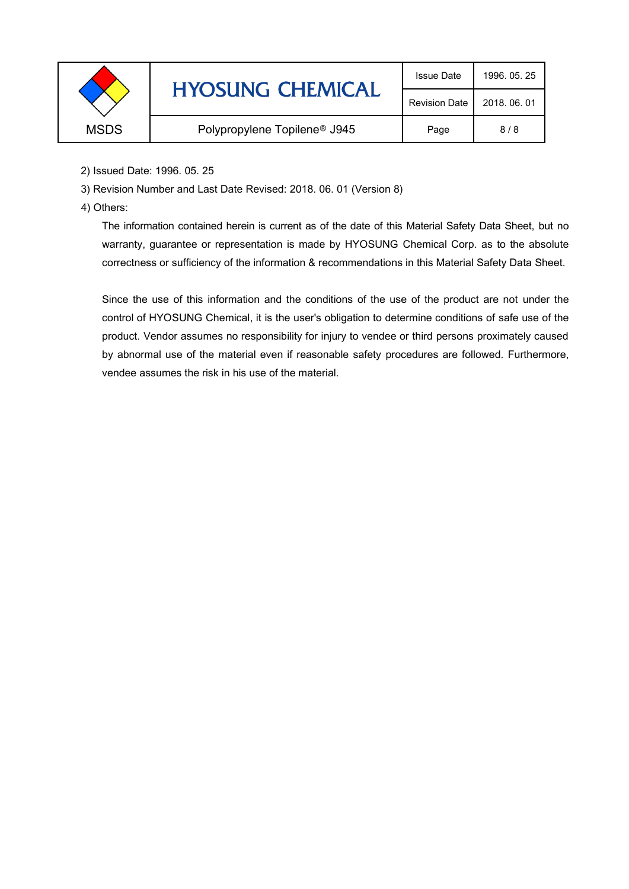2) Issued Date: 1996. 05. 25

3) Revision Number and Last Date Revised: 2018. 06. 01 (Version 8)

4) Others:

The information contained herein is current as of the date of this Material Safety Data Sheet, but no warranty, guarantee or representation is made by HYOSUNG Chemical Corp. as to the absolute correctness or sufficiency of the information & recommendations in this Material Safety Data Sheet.

Since the use of this information and the conditions of the use of the product are not under the control of HYOSUNG Chemical, it is the user's obligation to determine conditions of safe use of the product. Vendor assumes no responsibility for injury to vendee or third persons proximately caused by abnormal use of the material even if reasonable safety procedures are followed. Furthermore, vendee assumes the risk in his use of the material.